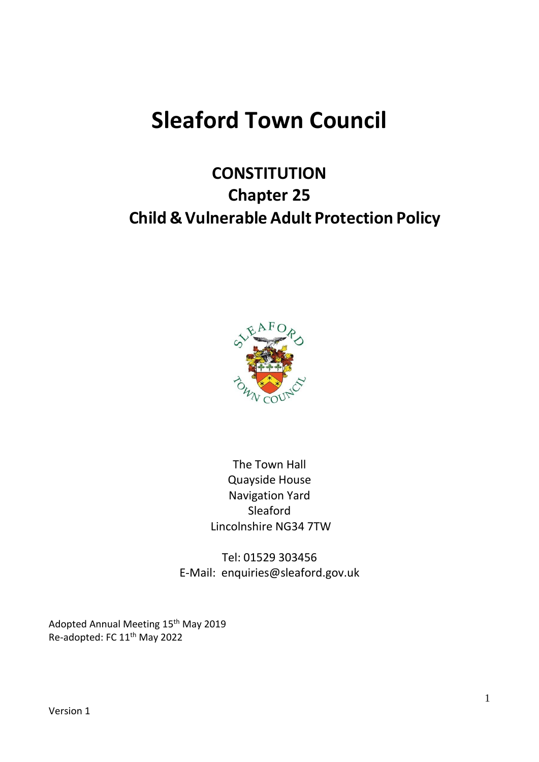# Sleaford Town Council

## CONSTITUTION

## Chapter 25

## Child & Vulnerable Adult Protection Policy

The Town Hall
Quayside House
Navigation Yard
Sleaford
Lincolnshire NG34 7TW

Tel: 01529 303456
E-Mail: enquiries@sleaford.gov.uk

Adopted Annual Meeting 15th May 2019
Re-adopted: FC 11th May 2022

Version 1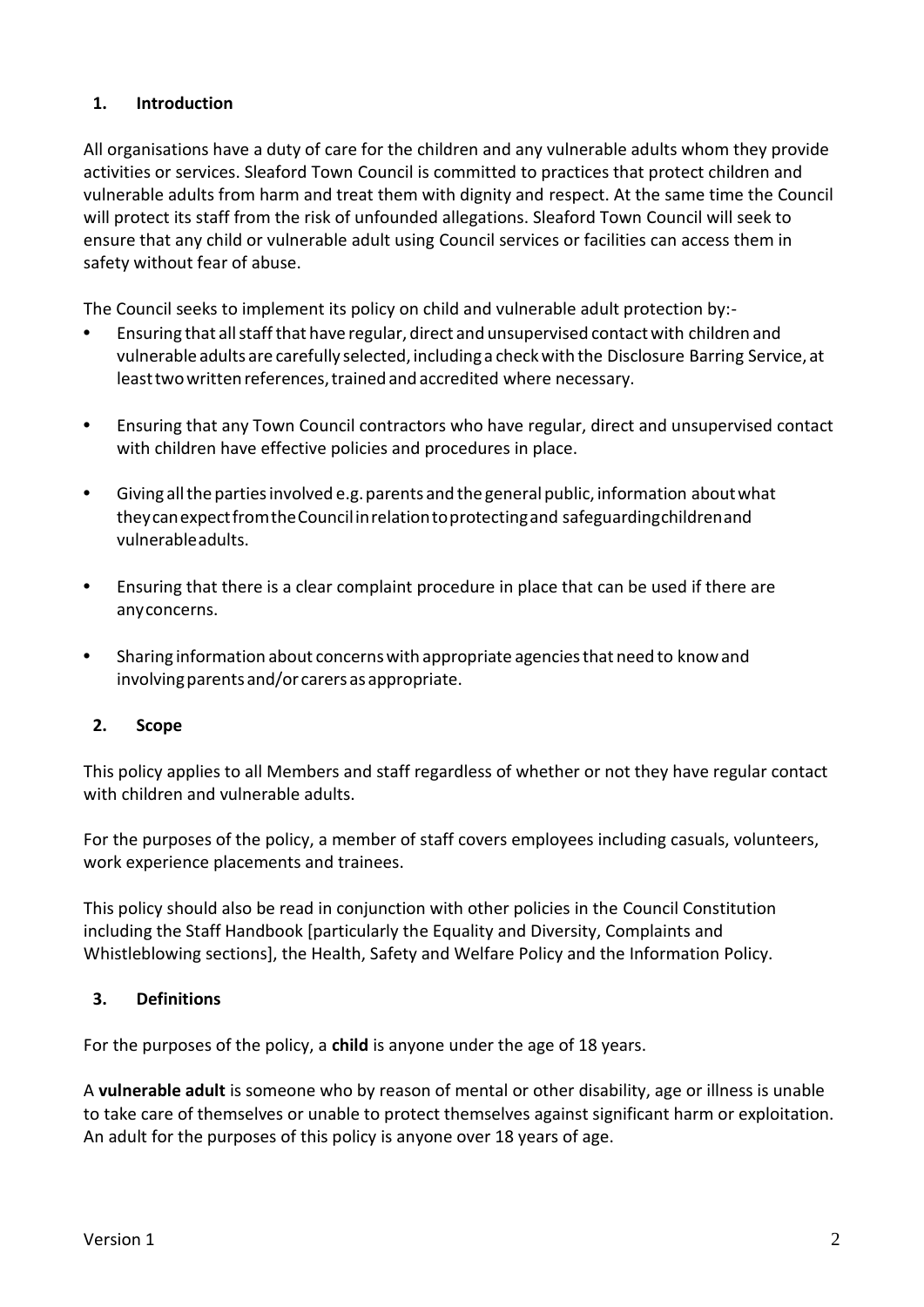## 1. Introduction

All organisations have a duty of care for the children and any vulnerable adults whom they provide activities or services. Sleaford Town Council is committed to practices that protect children and vulnerable adults from harm and treat them with dignity and respect. At the same time the Council will protect its staff from the risk of unfounded allegations. Sleaford Town Council will seek to ensure that any child or vulnerable adult using Council services or facilities can access them in safety without fear of abuse.

The Council seeks to implement its policy on child and vulnerable adult protection by:-

- Ensuring that all staff that have regular, direct and unsupervised contact with children and vulnerable adults are carefully selected, including a check with the Disclosure Barring Service, at least two written references, trained and accredited where necessary.
- Ensuring that any Town Council contractors who have regular, direct and unsupervised contact with children have effective policies and procedures in place.
- Giving all the parties involved e.g. parents and the general public, information about what they can expect from the Council in relation to protecting and safeguarding children and vulnerable adults.
- Ensuring that there is a clear complaint procedure in place that can be used if there are any concerns.
- Sharing information about concerns with appropriate agencies that need to know and involving parents and/or carers as appropriate.

## 2. Scope

This policy applies to all Members and staff regardless of whether or not they have regular contact with children and vulnerable adults.

For the purposes of the policy, a member of staff covers employees including casuals, volunteers, work experience placements and trainees.

This policy should also be read in conjunction with other policies in the Council Constitution including the Staff Handbook [particularly the Equality and Diversity, Complaints and Whistleblowing sections], the Health, Safety and Welfare Policy and the Information Policy.

## 3. Definitions

For the purposes of the policy, a **child** is anyone under the age of 18 years.

A **vulnerable adult** is someone who by reason of mental or other disability, age or illness is unable to take care of themselves or unable to protect themselves against significant harm or exploitation. An adult for the purposes of this policy is anyone over 18 years of age.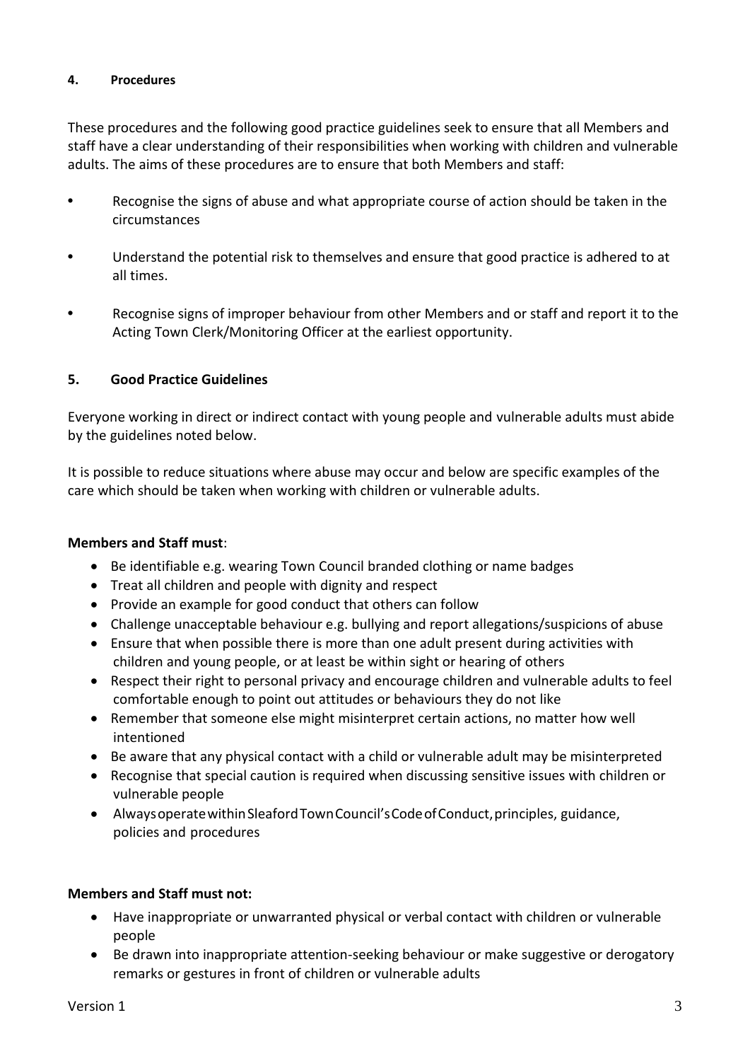## 4. Procedures

These procedures and the following good practice guidelines seek to ensure that all Members and staff have a clear understanding of their responsibilities when working with children and vulnerable adults. The aims of these procedures are to ensure that both Members and staff:

- Recognise the signs of abuse and what appropriate course of action should be taken in the circumstances
- Understand the potential risk to themselves and ensure that good practice is adhered to at all times.
- Recognise signs of improper behaviour from other Members and or staff and report it to the Acting Town Clerk/Monitoring Officer at the earliest opportunity.

## 5. Good Practice Guidelines

Everyone working in direct or indirect contact with young people and vulnerable adults must abide by the guidelines noted below.

It is possible to reduce situations where abuse may occur and below are specific examples of the care which should be taken when working with children or vulnerable adults.

**Members and Staff must**:

- Be identifiable e.g. wearing Town Council branded clothing or name badges
- Treat all children and people with dignity and respect
- Provide an example for good conduct that others can follow
- Challenge unacceptable behaviour e.g. bullying and report allegations/suspicions of abuse
- Ensure that when possible there is more than one adult present during activities with children and young people, or at least be within sight or hearing of others
- Respect their right to personal privacy and encourage children and vulnerable adults to feel comfortable enough to point out attitudes or behaviours they do not like
- Remember that someone else might misinterpret certain actions, no matter how well intentioned
- Be aware that any physical contact with a child or vulnerable adult may be misinterpreted
- Recognise that special caution is required when discussing sensitive issues with children or vulnerable people
- Always operate within Sleaford Town Council's Code of Conduct, principles, guidance, policies and procedures

**Members and Staff must not:**

- Have inappropriate or unwarranted physical or verbal contact with children or vulnerable people
- Be drawn into inappropriate attention-seeking behaviour or make suggestive or derogatory remarks or gestures in front of children or vulnerable adults

Version 1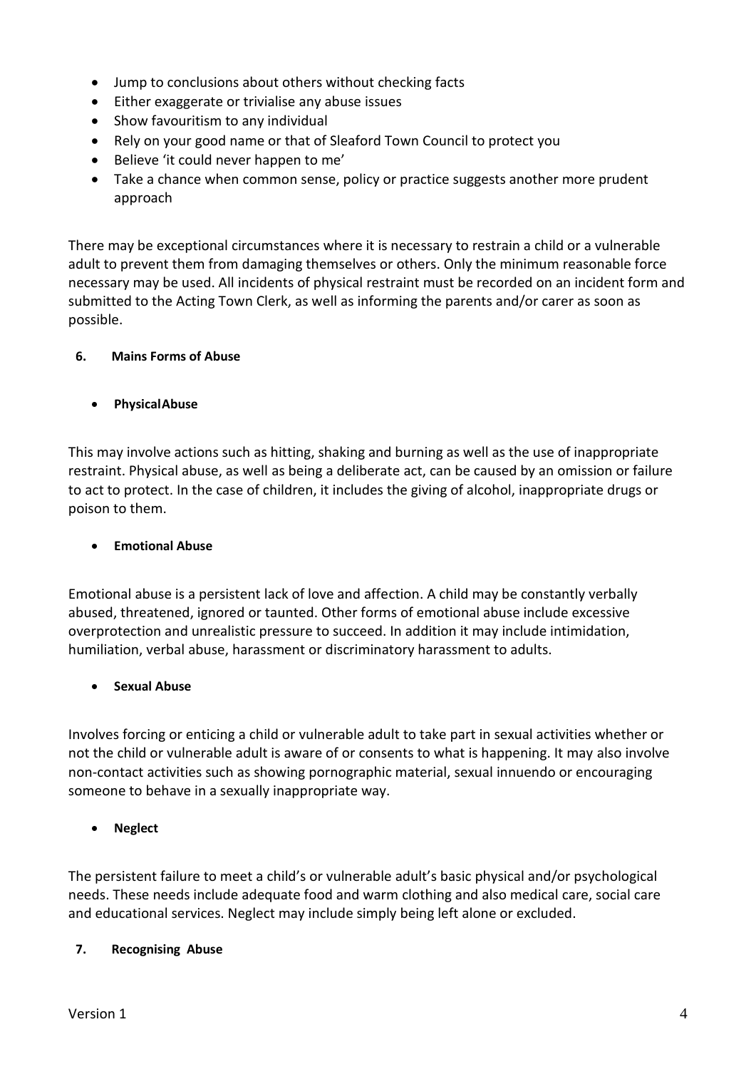- Jump to conclusions about others without checking facts
- Either exaggerate or trivialise any abuse issues
- Show favouritism to any individual
- Rely on your good name or that of Sleaford Town Council to protect you
- Believe 'it could never happen to me'
- Take a chance when common sense, policy or practice suggests another more prudent approach

There may be exceptional circumstances where it is necessary to restrain a child or a vulnerable adult to prevent them from damaging themselves or others. Only the minimum reasonable force necessary may be used. All incidents of physical restraint must be recorded on an incident form and submitted to the Acting Town Clerk, as well as informing the parents and/or carer as soon as possible.

## 6. Mains Forms of Abuse

- **PhysicalAbuse**

This may involve actions such as hitting, shaking and burning as well as the use of inappropriate restraint. Physical abuse, as well as being a deliberate act, can be caused by an omission or failure to act to protect. In the case of children, it includes the giving of alcohol, inappropriate drugs or poison to them.

- **Emotional Abuse**

Emotional abuse is a persistent lack of love and affection. A child may be constantly verbally abused, threatened, ignored or taunted. Other forms of emotional abuse include excessive overprotection and unrealistic pressure to succeed. In addition it may include intimidation, humiliation, verbal abuse, harassment or discriminatory harassment to adults.

- **Sexual Abuse**

Involves forcing or enticing a child or vulnerable adult to take part in sexual activities whether or not the child or vulnerable adult is aware of or consents to what is happening. It may also involve non-contact activities such as showing pornographic material, sexual innuendo or encouraging someone to behave in a sexually inappropriate way.

- **Neglect**

The persistent failure to meet a child's or vulnerable adult's basic physical and/or psychological needs. These needs include adequate food and warm clothing and also medical care, social care and educational services. Neglect may include simply being left alone or excluded.

## 7. Recognising Abuse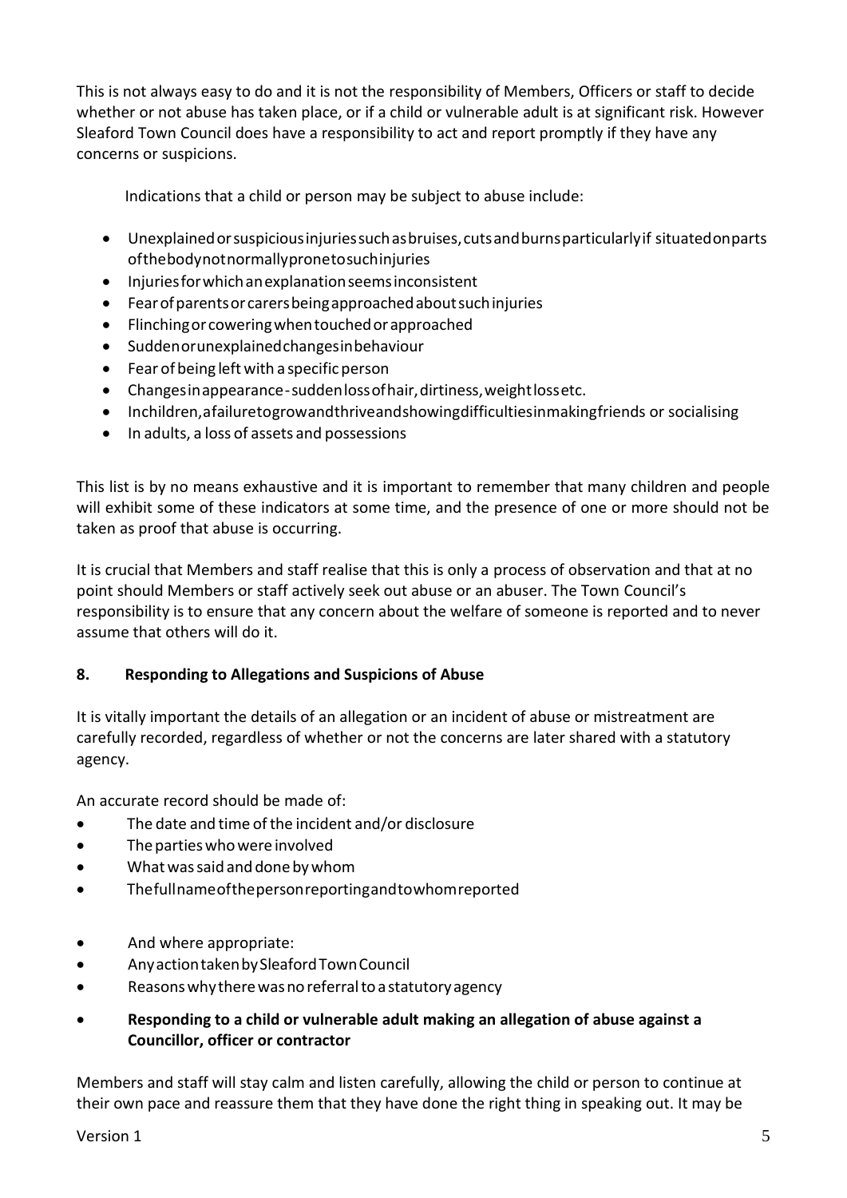This is not always easy to do and it is not the responsibility of Members, Officers or staff to decide whether or not abuse has taken place, or if a child or vulnerable adult is at significant risk. However Sleaford Town Council does have a responsibility to act and report promptly if they have any concerns or suspicions.

Indications that a child or person may be subject to abuse include:

- Unexplained or suspicious injuries such as bruises, cuts and burns particularly if situated on parts of the body not normally prone to such injuries
- Injuries for which an explanation seems inconsistent
- Fear of parents or carers being approached about such injuries
- Flinching or cowering when touched or approached
- Sudden or unexplained changes in behaviour
- Fear of being left with a specific person
- Changes in appearance - sudden loss of hair, dirtiness, weight loss etc.
- In children, a failure to grow and thrive and showing difficulties in making friends or socialising
- In adults, a loss of assets and possessions

This list is by no means exhaustive and it is important to remember that many children and people will exhibit some of these indicators at some time, and the presence of one or more should not be taken as proof that abuse is occurring.

It is crucial that Members and staff realise that this is only a process of observation and that at no point should Members or staff actively seek out abuse or an abuser. The Town Council's responsibility is to ensure that any concern about the welfare of someone is reported and to never assume that others will do it.

## 8. Responding to Allegations and Suspicions of Abuse

It is vitally important the details of an allegation or an incident of abuse or mistreatment are carefully recorded, regardless of whether or not the concerns are later shared with a statutory agency.

An accurate record should be made of:

- The date and time of the incident and/or disclosure
- The parties who were involved
- What was said and done by whom
- The full name of the person reporting and to whom reported

- And where appropriate:
- Any action taken by Sleaford Town Council
- Reasons why there was no referral to a statutory agency

- **Responding to a child or vulnerable adult making an allegation of abuse against a Councillor, officer or contractor**

Members and staff will stay calm and listen carefully, allowing the child or person to continue at their own pace and reassure them that they have done the right thing in speaking out. It may be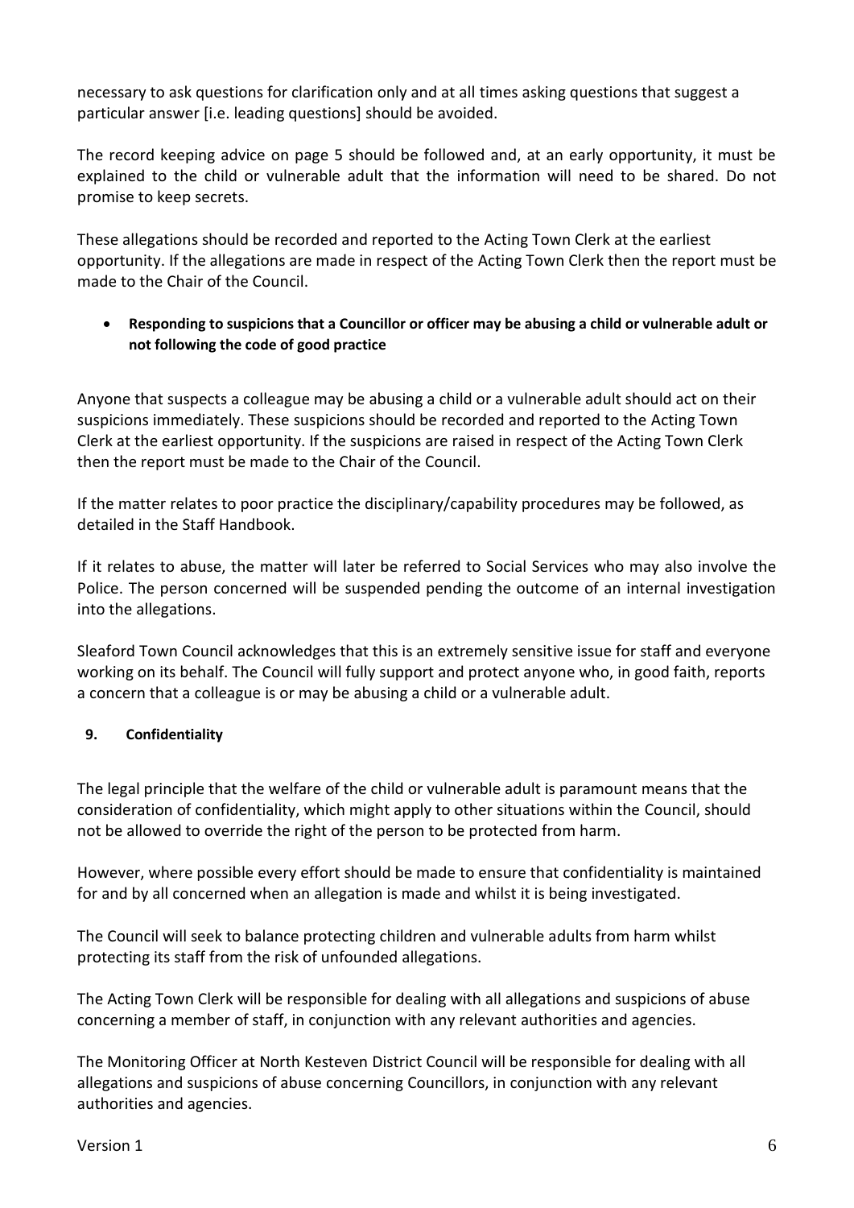necessary to ask questions for clarification only and at all times asking questions that suggest a particular answer [i.e. leading questions] should be avoided.

The record keeping advice on page 5 should be followed and, at an early opportunity, it must be explained to the child or vulnerable adult that the information will need to be shared. Do not promise to keep secrets.

These allegations should be recorded and reported to the Acting Town Clerk at the earliest opportunity. If the allegations are made in respect of the Acting Town Clerk then the report must be made to the Chair of the Council.

- **Responding to suspicions that a Councillor or officer may be abusing a child or vulnerable adult or not following the code of good practice**

Anyone that suspects a colleague may be abusing a child or a vulnerable adult should act on their suspicions immediately. These suspicions should be recorded and reported to the Acting Town Clerk at the earliest opportunity. If the suspicions are raised in respect of the Acting Town Clerk then the report must be made to the Chair of the Council.

If the matter relates to poor practice the disciplinary/capability procedures may be followed, as detailed in the Staff Handbook.

If it relates to abuse, the matter will later be referred to Social Services who may also involve the Police. The person concerned will be suspended pending the outcome of an internal investigation into the allegations.

Sleaford Town Council acknowledges that this is an extremely sensitive issue for staff and everyone working on its behalf. The Council will fully support and protect anyone who, in good faith, reports a concern that a colleague is or may be abusing a child or a vulnerable adult.

## 9. Confidentiality

The legal principle that the welfare of the child or vulnerable adult is paramount means that the consideration of confidentiality, which might apply to other situations within the Council, should not be allowed to override the right of the person to be protected from harm.

However, where possible every effort should be made to ensure that confidentiality is maintained for and by all concerned when an allegation is made and whilst it is being investigated.

The Council will seek to balance protecting children and vulnerable adults from harm whilst protecting its staff from the risk of unfounded allegations.

The Acting Town Clerk will be responsible for dealing with all allegations and suspicions of abuse concerning a member of staff, in conjunction with any relevant authorities and agencies.

The Monitoring Officer at North Kesteven District Council will be responsible for dealing with all allegations and suspicions of abuse concerning Councillors, in conjunction with any relevant authorities and agencies.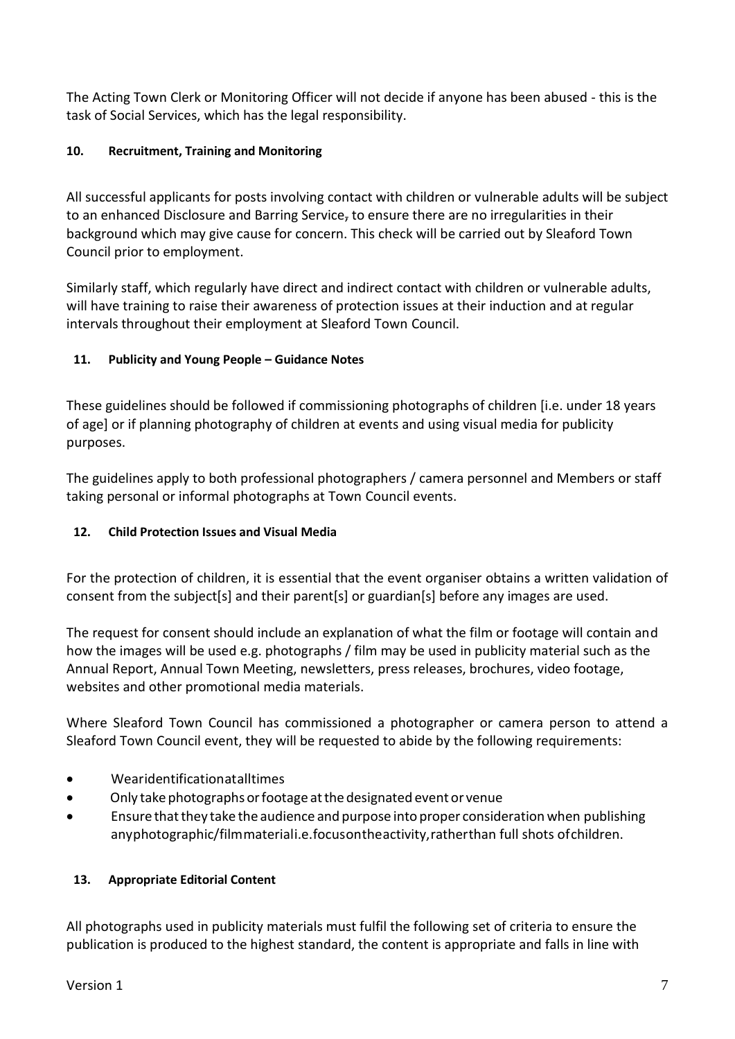The Acting Town Clerk or Monitoring Officer will not decide if anyone has been abused - this is the task of Social Services, which has the legal responsibility.

### 10. Recruitment, Training and Monitoring

All successful applicants for posts involving contact with children or vulnerable adults will be subject to an enhanced Disclosure and Barring Service, to ensure there are no irregularities in their background which may give cause for concern. This check will be carried out by Sleaford Town Council prior to employment.

Similarly staff, which regularly have direct and indirect contact with children or vulnerable adults, will have training to raise their awareness of protection issues at their induction and at regular intervals throughout their employment at Sleaford Town Council.

### 11. Publicity and Young People – Guidance Notes

These guidelines should be followed if commissioning photographs of children [i.e. under 18 years of age] or if planning photography of children at events and using visual media for publicity purposes.

The guidelines apply to both professional photographers / camera personnel and Members or staff taking personal or informal photographs at Town Council events.

### 12. Child Protection Issues and Visual Media

For the protection of children, it is essential that the event organiser obtains a written validation of consent from the subject[s] and their parent[s] or guardian[s] before any images are used.

The request for consent should include an explanation of what the film or footage will contain and how the images will be used e.g. photographs / film may be used in publicity material such as the Annual Report, Annual Town Meeting, newsletters, press releases, brochures, video footage, websites and other promotional media materials.

Where Sleaford Town Council has commissioned a photographer or camera person to attend a Sleaford Town Council event, they will be requested to abide by the following requirements:

- Wear identification at all times
- Only take photographs or footage at the designated event or venue
- Ensure that they take the audience and purpose into proper consideration when publishing any photographic/film material i.e. focus on the activity, rather than full shots of children.

### 13. Appropriate Editorial Content

All photographs used in publicity materials must fulfil the following set of criteria to ensure the publication is produced to the highest standard, the content is appropriate and falls in line with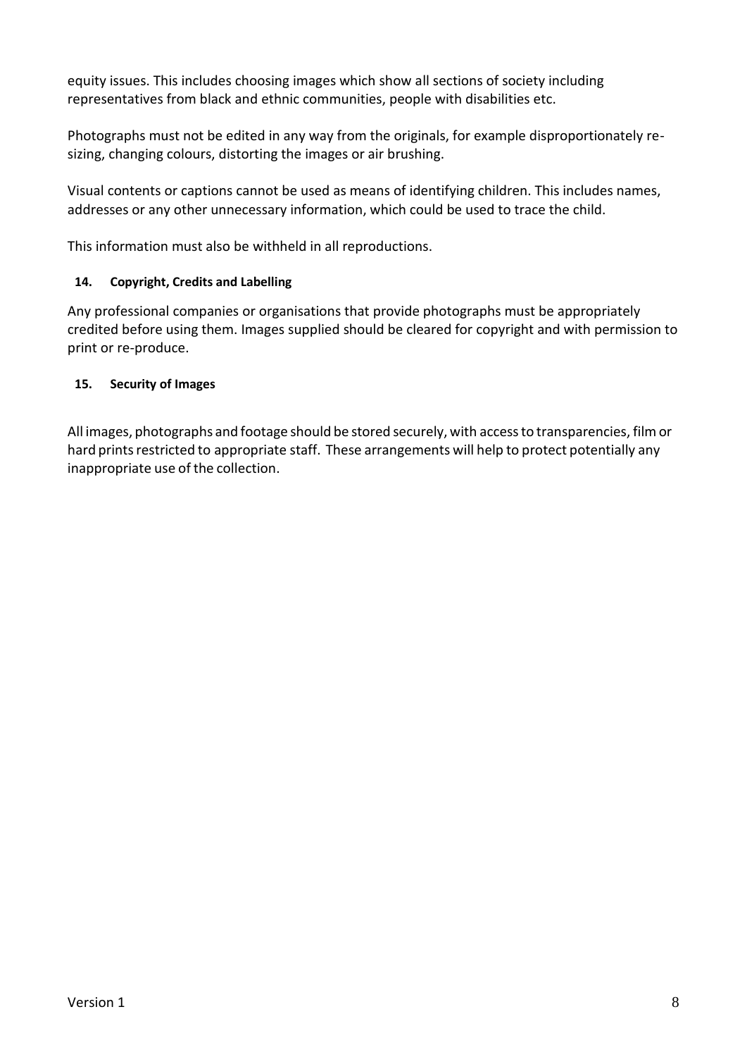equity issues. This includes choosing images which show all sections of society including representatives from black and ethnic communities, people with disabilities etc.

Photographs must not be edited in any way from the originals, for example disproportionately re-sizing, changing colours, distorting the images or air brushing.

Visual contents or captions cannot be used as means of identifying children. This includes names, addresses or any other unnecessary information, which could be used to trace the child.

This information must also be withheld in all reproductions.

#### 14. Copyright, Credits and Labelling

Any professional companies or organisations that provide photographs must be appropriately credited before using them. Images supplied should be cleared for copyright and with permission to print or re-produce.

#### 15. Security of Images

All images, photographs and footage should be stored securely, with access to transparencies, film or hard prints restricted to appropriate staff. These arrangements will help to protect potentially any inappropriate use of the collection.